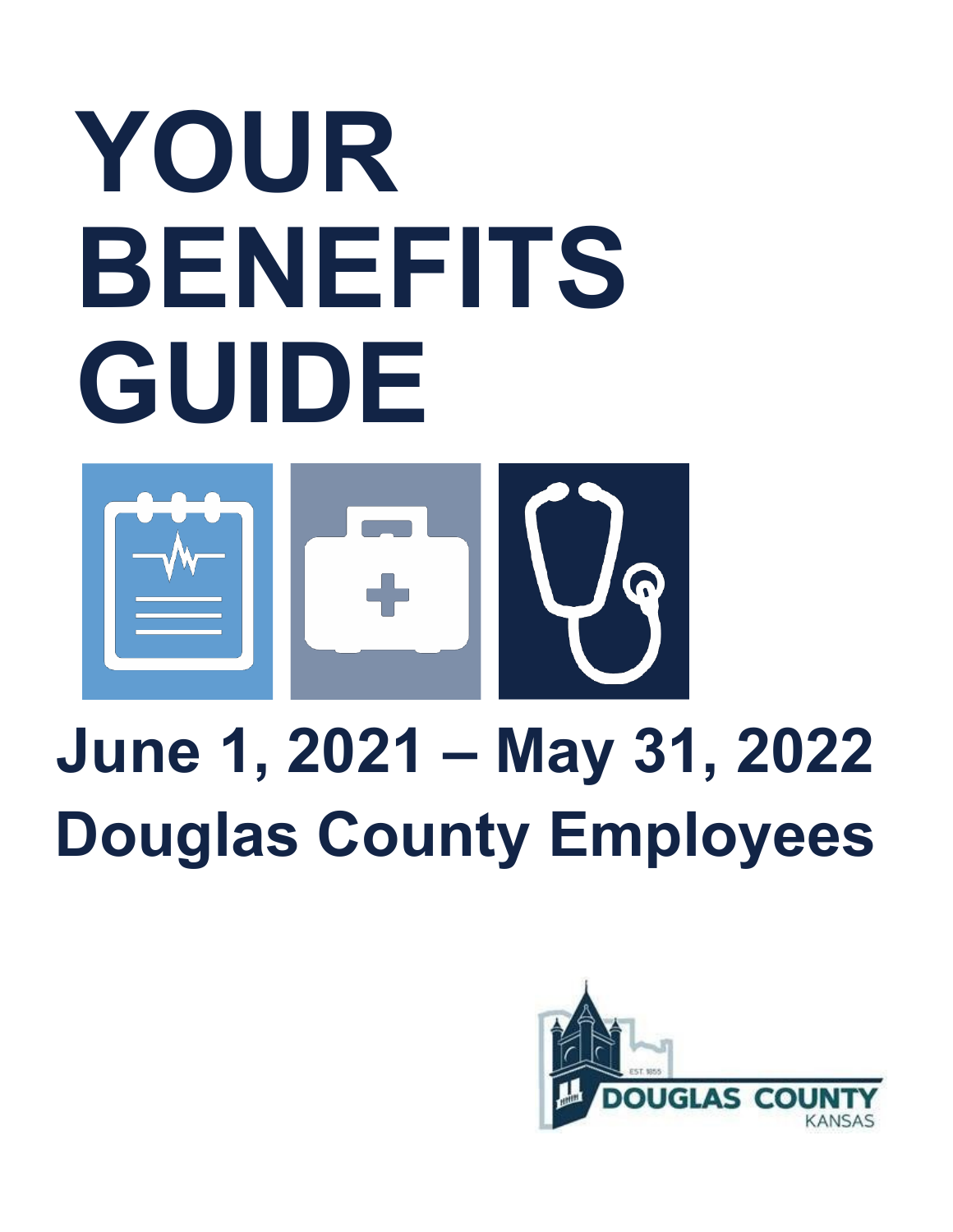# YOUR BENEFITS GUIDE

## June 1, 2021 – May 31, 2022
## Douglas County Employees

EST. 1855
DOUGLAS COUNTY
KANSAS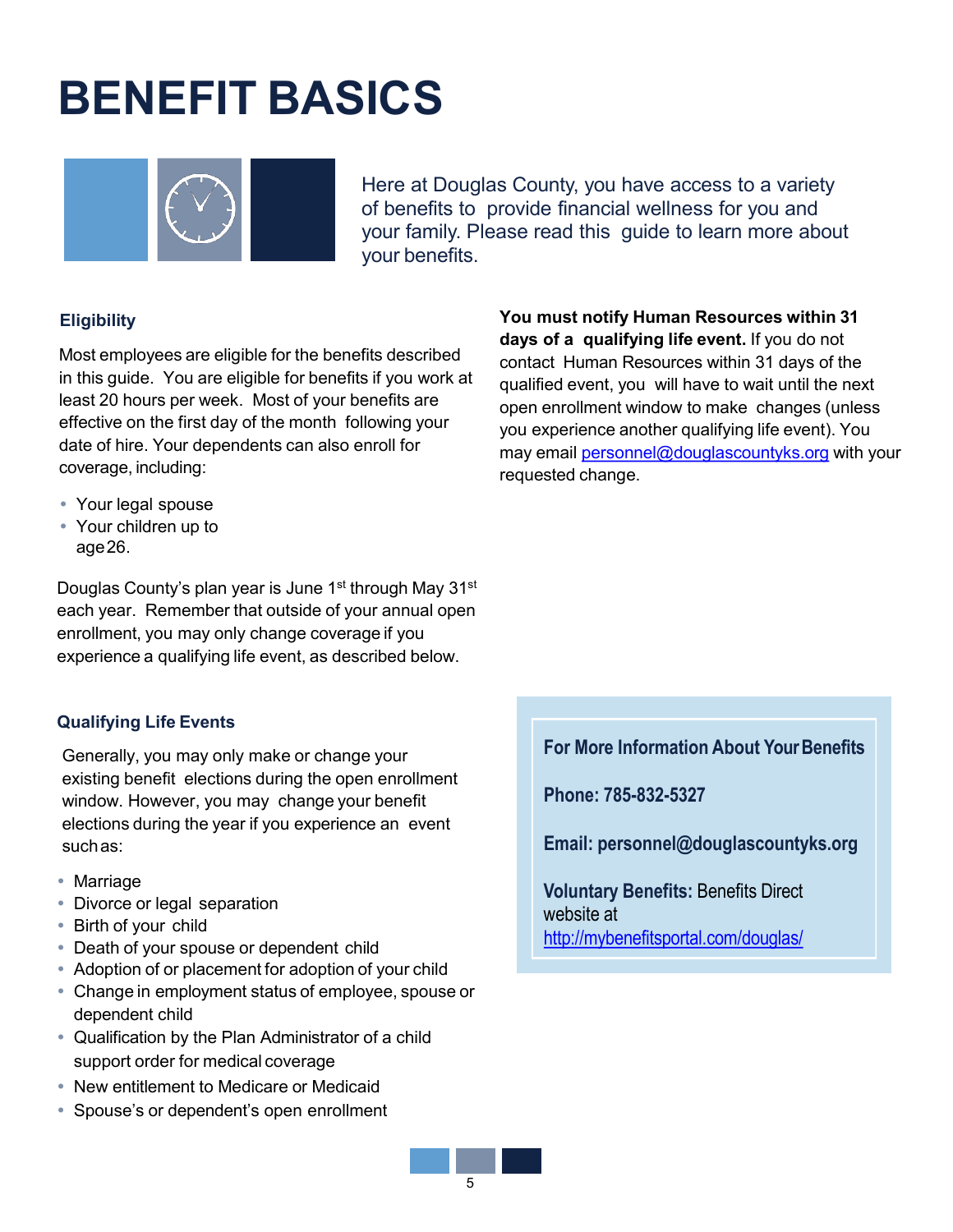# BENEFIT BASICS

Here at Douglas County, you have access to a variety of benefits to provide financial wellness for you and your family. Please read this guide to learn more about your benefits.

### Eligibility

Most employees are eligible for the benefits described in this guide. You are eligible for benefits if you work at least 20 hours per week. Most of your benefits are effective on the first day of the month following your date of hire. Your dependents can also enroll for coverage, including:

- Your legal spouse
- Your children up to age 26.

Douglas County's plan year is June 1st through May 31st each year. Remember that outside of your annual open enrollment, you may only change coverage if you experience a qualifying life event, as described below.

### Qualifying Life Events

Generally, you may only make or change your existing benefit elections during the open enrollment window. However, you may change your benefit elections during the year if you experience an event such as:

- Marriage
- Divorce or legal separation
- Birth of your child
- Death of your spouse or dependent child
- Adoption of or placement for adoption of your child
- Change in employment status of employee, spouse or dependent child
- Qualification by the Plan Administrator of a child support order for medical coverage
- New entitlement to Medicare or Medicaid
- Spouse's or dependent's open enrollment

**You must notify Human Resources within 31 days of a qualifying life event.** If you do not contact Human Resources within 31 days of the qualified event, you will have to wait until the next open enrollment window to make changes (unless you experience another qualifying life event). You may email personnel@douglascountyks.org with your requested change.

**For More Information About Your Benefits**

**Phone: 785-832-5327**

**Email: personnel@douglascountyks.org**

**Voluntary Benefits:** Benefits Direct website at http://mybenefitsportal.com/douglas/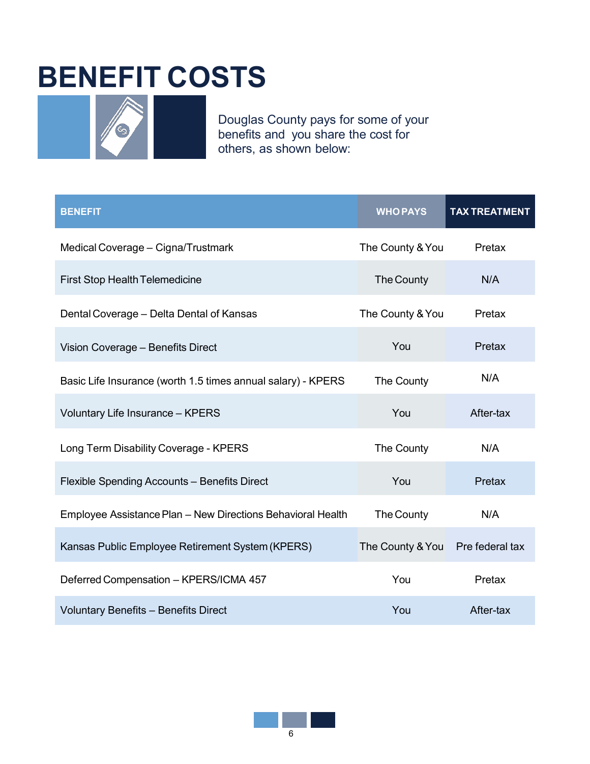# BENEFIT COSTS

Douglas County pays for some of your benefits and you share the cost for others, as shown below:

| BENEFIT | WHO PAYS | TAX TREATMENT |
| --- | --- | --- |
| Medical Coverage – Cigna/Trustmark | The County & You | Pretax |
| First Stop Health Telemedicine | The County | N/A |
| Dental Coverage – Delta Dental of Kansas | The County & You | Pretax |
| Vision Coverage – Benefits Direct | You | Pretax |
| Basic Life Insurance (worth 1.5 times annual salary) - KPERS | The County | N/A |
| Voluntary Life Insurance – KPERS | You | After-tax |
| Long Term Disability Coverage - KPERS | The County | N/A |
| Flexible Spending Accounts – Benefits Direct | You | Pretax |
| Employee Assistance Plan – New Directions Behavioral Health | The County | N/A |
| Kansas Public Employee Retirement System (KPERS) | The County & You | Pre federal tax |
| Deferred Compensation – KPERS/ICMA 457 | You | Pretax |
| Voluntary Benefits – Benefits Direct | You | After-tax |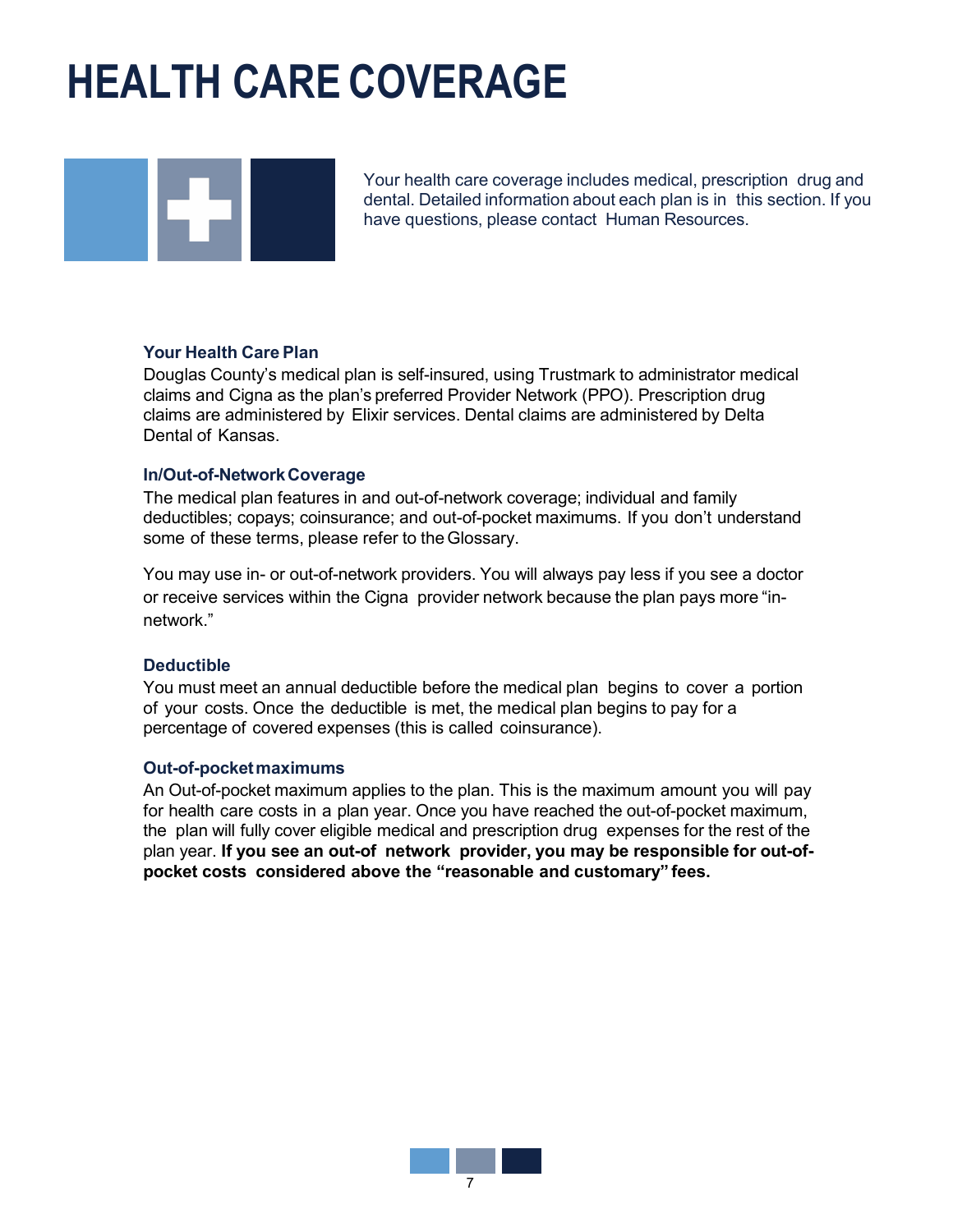# HEALTH CARE COVERAGE

Your health care coverage includes medical, prescription drug and dental. Detailed information about each plan is in this section. If you have questions, please contact Human Resources.

### Your Health Care Plan

Douglas County's medical plan is self-insured, using Trustmark to administrator medical claims and Cigna as the plan's preferred Provider Network (PPO). Prescription drug claims are administered by Elixir services. Dental claims are administered by Delta Dental of Kansas.

### In/Out-of-Network Coverage

The medical plan features in and out-of-network coverage; individual and family deductibles; copays; coinsurance; and out-of-pocket maximums. If you don't understand some of these terms, please refer to the Glossary.

You may use in- or out-of-network providers. You will always pay less if you see a doctor or receive services within the Cigna provider network because the plan pays more "in-network."

### Deductible

You must meet an annual deductible before the medical plan begins to cover a portion of your costs. Once the deductible is met, the medical plan begins to pay for a percentage of covered expenses (this is called coinsurance).

### Out-of-pocket maximums

An Out-of-pocket maximum applies to the plan. This is the maximum amount you will pay for health care costs in a plan year. Once you have reached the out-of-pocket maximum, the plan will fully cover eligible medical and prescription drug expenses for the rest of the plan year. **If you see an out-of network provider, you may be responsible for out-of-pocket costs considered above the "reasonable and customary" fees.**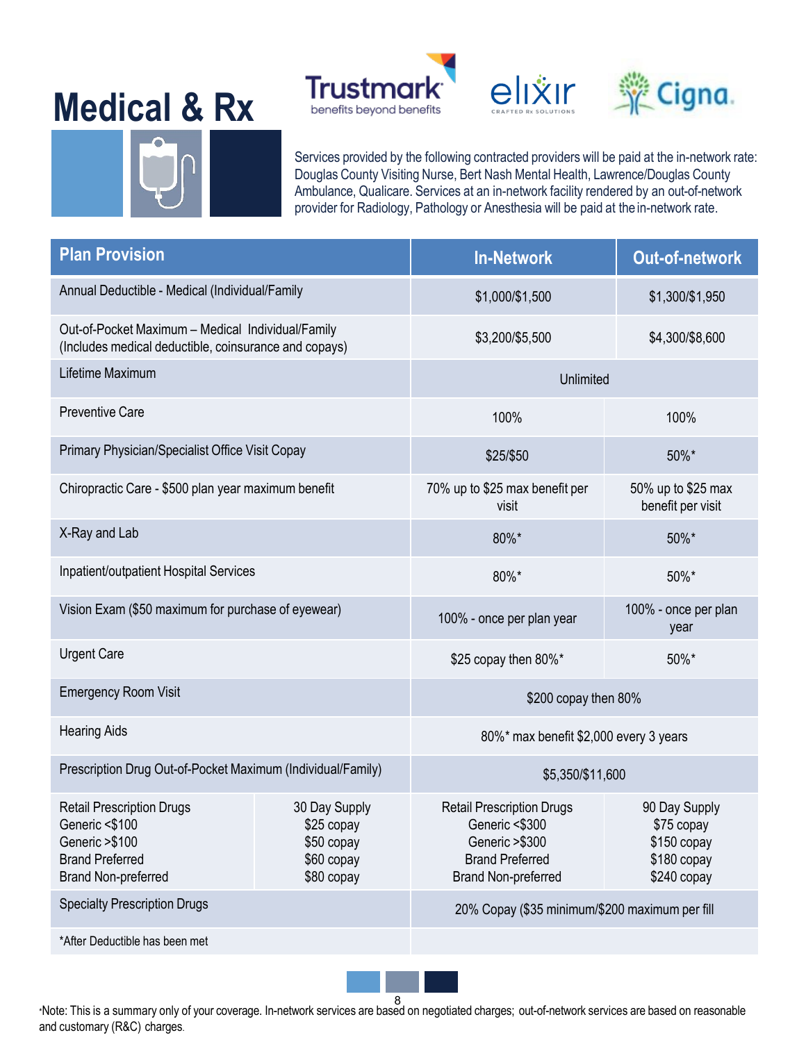# Medical & Rx

Trustmark benefits beyond benefits | elixir CRAFTED Rx SOLUTIONS | Cigna

Services provided by the following contracted providers will be paid at the in-network rate: Douglas County Visiting Nurse, Bert Nash Mental Health, Lawrence/Douglas County Ambulance, Qualicare. Services at an in-network facility rendered by an out-of-network provider for Radiology, Pathology or Anesthesia will be paid at the in-network rate.

| Plan Provision | | In-Network | Out-of-network |
|---|---|---|---|
| Annual Deductible - Medical (Individual/Family | | $1,000/$1,500 | $1,300/$1,950 |
| Out-of-Pocket Maximum – Medical Individual/Family (Includes medical deductible, coinsurance and copays) | | $3,200/$5,500 | $4,300/$8,600 |
| Lifetime Maximum | | Unlimited | |
| Preventive Care | | 100% | 100% |
| Primary Physician/Specialist Office Visit Copay | | $25/$50 | 50%* |
| Chiropractic Care - $500 plan year maximum benefit | | 70% up to $25 max benefit per visit | 50% up to $25 max benefit per visit |
| X-Ray and Lab | | 80%* | 50%* |
| Inpatient/outpatient Hospital Services | | 80%* | 50%* |
| Vision Exam ($50 maximum for purchase of eyewear) | | 100% - once per plan year | 100% - once per plan year |
| Urgent Care | | $25 copay then 80%* | 50%* |
| Emergency Room Visit | | $200 copay then 80% | |
| Hearing Aids | | 80%* max benefit $2,000 every 3 years | |
| Prescription Drug Out-of-Pocket Maximum (Individual/Family) | | $5,350/$11,600 | |
| Retail Prescription Drugs<br>Generic <$100<br>Generic >$100<br>Brand Preferred<br>Brand Non-preferred | 30 Day Supply<br>$25 copay<br>$50 copay<br>$60 copay<br>$80 copay | Retail Prescription Drugs<br>Generic <$300<br>Generic >$300<br>Brand Preferred<br>Brand Non-preferred | 90 Day Supply<br>$75 copay<br>$150 copay<br>$180 copay<br>$240 copay |
| Specialty Prescription Drugs | | 20% Copay ($35 minimum/$200 maximum per fill | |
| *After Deductible has been met | | | |

*Note: This is a summary only of your coverage. In-network services are based on negotiated charges; out-of-network services are based on reasonable and customary (R&C) charges.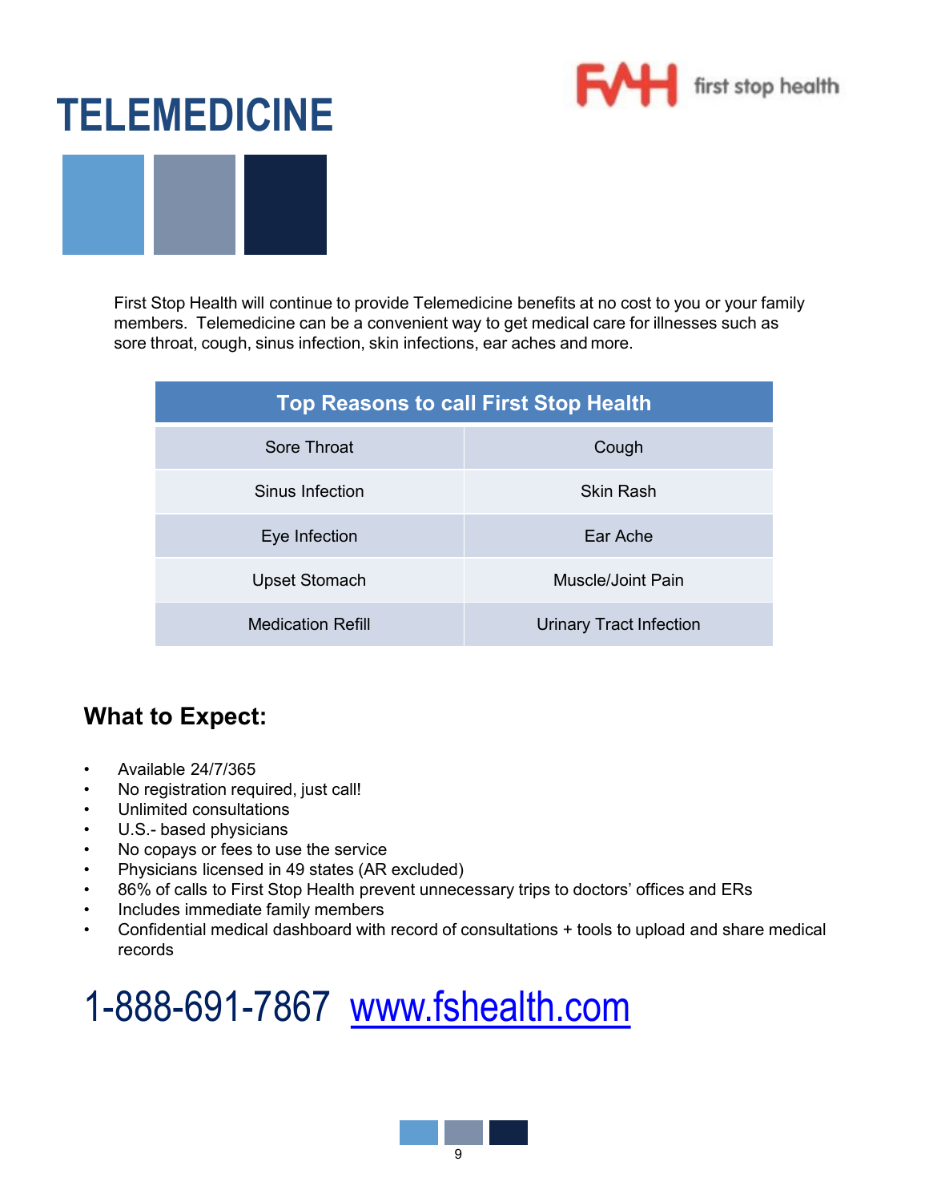# TELEMEDICINE

first stop health

First Stop Health will continue to provide Telemedicine benefits at no cost to you or your family members. Telemedicine can be a convenient way to get medical care for illnesses such as sore throat, cough, sinus infection, skin infections, ear aches and more.

| Top Reasons to call First Stop Health | |
|---|---|
| Sore Throat | Cough |
| Sinus Infection | Skin Rash |
| Eye Infection | Ear Ache |
| Upset Stomach | Muscle/Joint Pain |
| Medication Refill | Urinary Tract Infection |

## What to Expect:

- Available 24/7/365
- No registration required, just call!
- Unlimited consultations
- U.S.- based physicians
- No copays or fees to use the service
- Physicians licensed in 49 states (AR excluded)
- 86% of calls to First Stop Health prevent unnecessary trips to doctors' offices and ERs
- Includes immediate family members
- Confidential medical dashboard with record of consultations + tools to upload and share medical records

1-888-691-7867 www.fshealth.com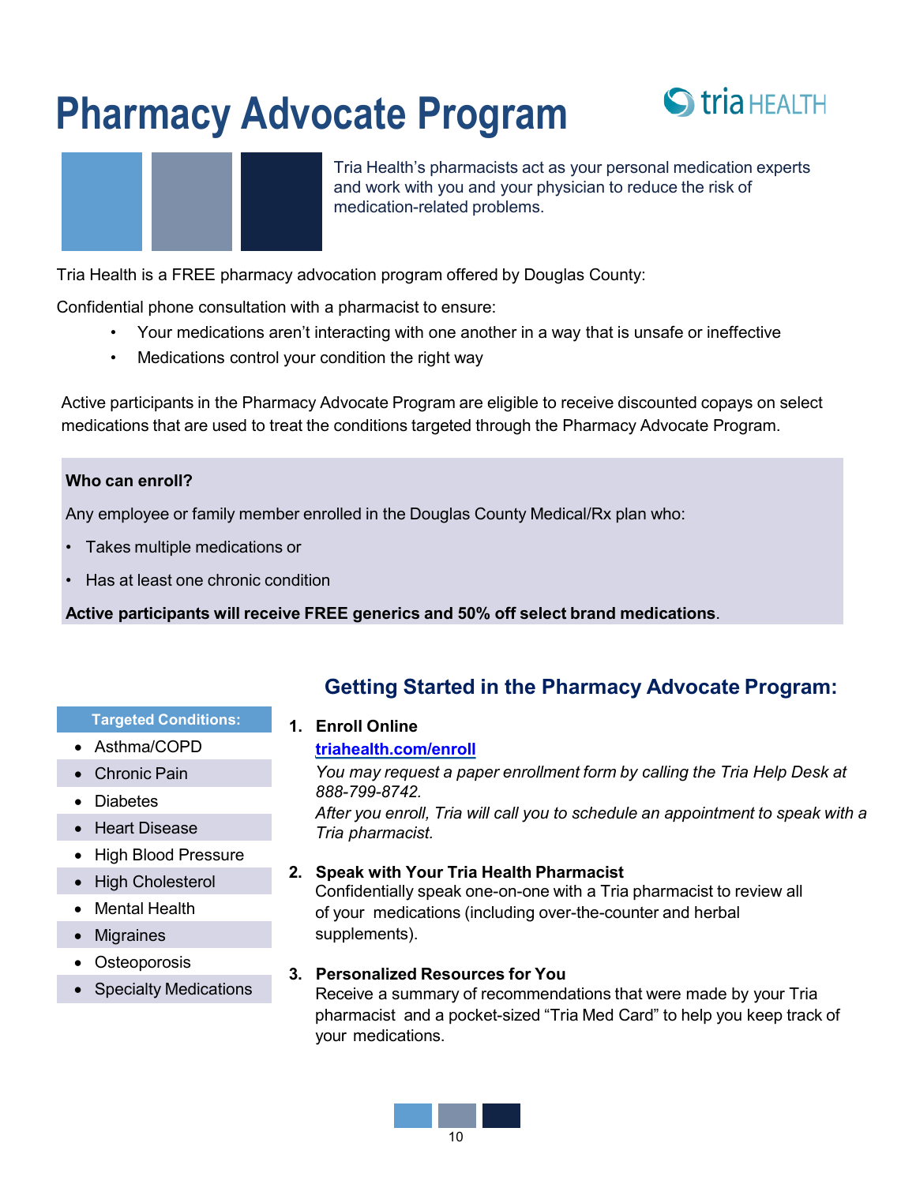# Pharmacy Advocate Program

tria HEALTH

Tria Health's pharmacists act as your personal medication experts and work with you and your physician to reduce the risk of medication-related problems.

Tria Health is a FREE pharmacy advocation program offered by Douglas County:

Confidential phone consultation with a pharmacist to ensure:

- Your medications aren't interacting with one another in a way that is unsafe or ineffective
- Medications control your condition the right way

Active participants in the Pharmacy Advocate Program are eligible to receive discounted copays on select medications that are used to treat the conditions targeted through the Pharmacy Advocate Program.

**Who can enroll?**

Any employee or family member enrolled in the Douglas County Medical/Rx plan who:

- Takes multiple medications or
- Has at least one chronic condition

**Active participants will receive FREE generics and 50% off select brand medications**.

**Targeted Conditions:**

- Asthma/COPD
- Chronic Pain
- Diabetes
- Heart Disease
- High Blood Pressure
- High Cholesterol
- Mental Health
- Migraines
- Osteoporosis
- Specialty Medications

## Getting Started in the Pharmacy Advocate Program:

1. **Enroll Online**
   [triahealth.com/enroll](triahealth.com/enroll)
   *You may request a paper enrollment form by calling the Tria Help Desk at 888-799-8742.*
   *After you enroll, Tria will call you to schedule an appointment to speak with a Tria pharmacist.*

2. **Speak with Your Tria Health Pharmacist**
   Confidentially speak one-on-one with a Tria pharmacist to review all of your medications (including over-the-counter and herbal supplements).

3. **Personalized Resources for You**
   Receive a summary of recommendations that were made by your Tria pharmacist and a pocket-sized "Tria Med Card" to help you keep track of your medications.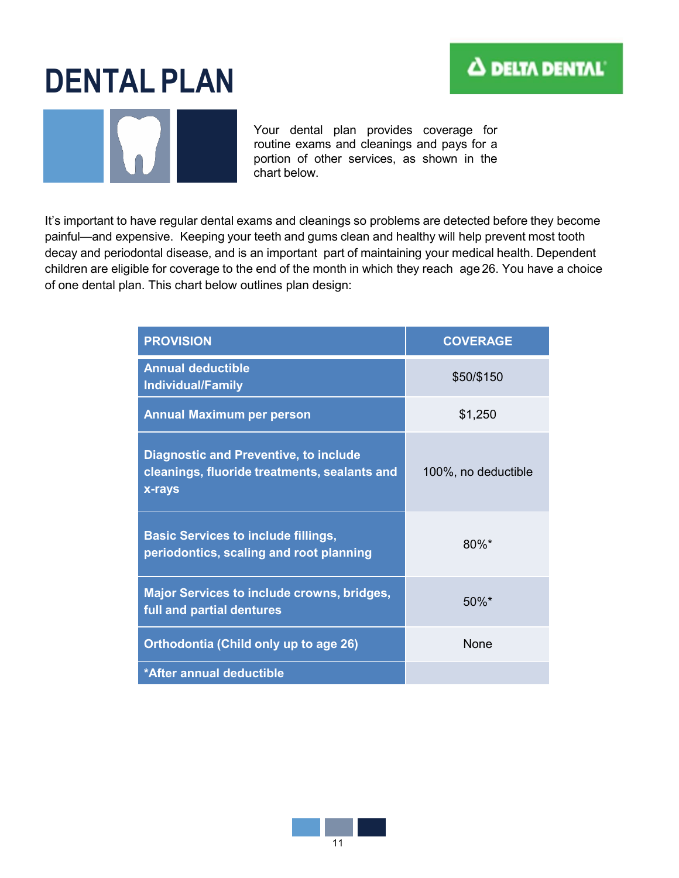# DENTAL PLAN

DELTA DENTAL

Your dental plan provides coverage for routine exams and cleanings and pays for a portion of other services, as shown in the chart below.

It's important to have regular dental exams and cleanings so problems are detected before they become painful—and expensive. Keeping your teeth and gums clean and healthy will help prevent most tooth decay and periodontal disease, and is an important part of maintaining your medical health. Dependent children are eligible for coverage to the end of the month in which they reach age 26. You have a choice of one dental plan. This chart below outlines plan design:

| PROVISION | COVERAGE |
|---|---|
| **Annual deductible Individual/Family** | $50/$150 |
| **Annual Maximum per person** | $1,250 |
| **Diagnostic and Preventive, to include cleanings, fluoride treatments, sealants and x-rays** | 100%, no deductible |
| **Basic Services to include fillings, periodontics, scaling and root planning** | 80%* |
| **Major Services to include crowns, bridges, full and partial dentures** | 50%* |
| **Orthodontia (Child only up to age 26)** | None |
| ***After annual deductible** | |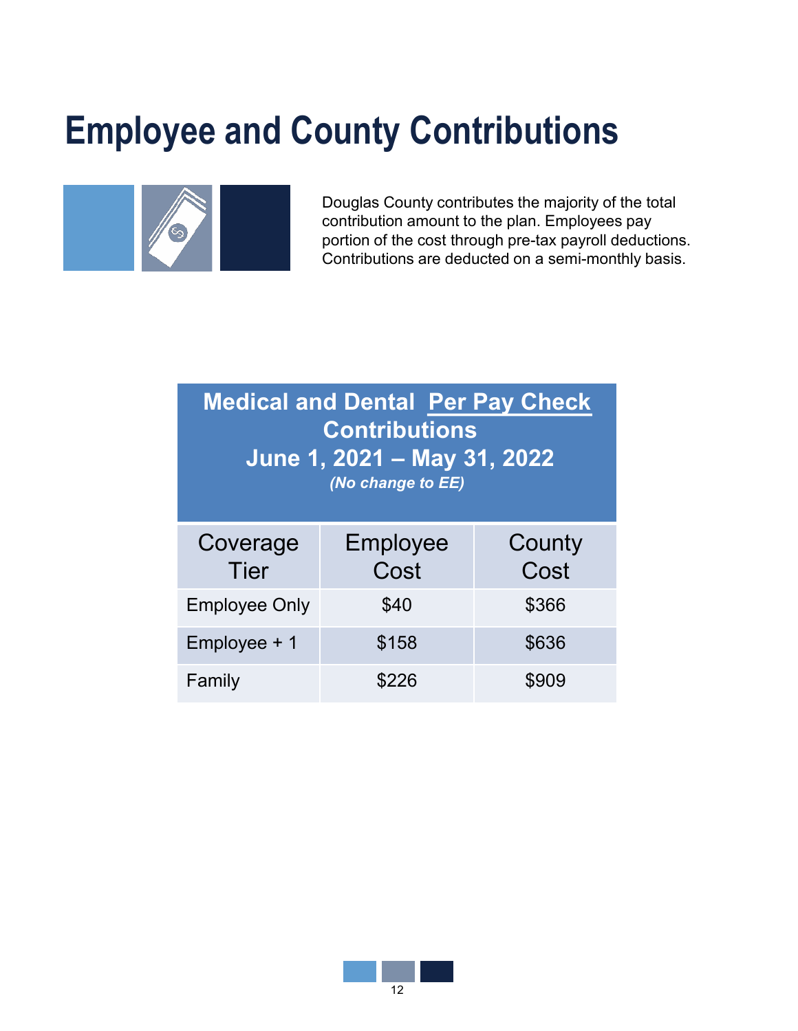# Employee and County Contributions

Douglas County contributes the majority of the total contribution amount to the plan. Employees pay portion of the cost through pre-tax payroll deductions. Contributions are deducted on a semi-monthly basis.

**Medical and Dental Per Pay Check Contributions**
**June 1, 2021 – May 31, 2022**
***(No change to EE)***

| Coverage Tier | Employee Cost | County Cost |
|---|---|---|
| Employee Only | $40 | $366 |
| Employee + 1 | $158 | $636 |
| Family | $226 | $909 |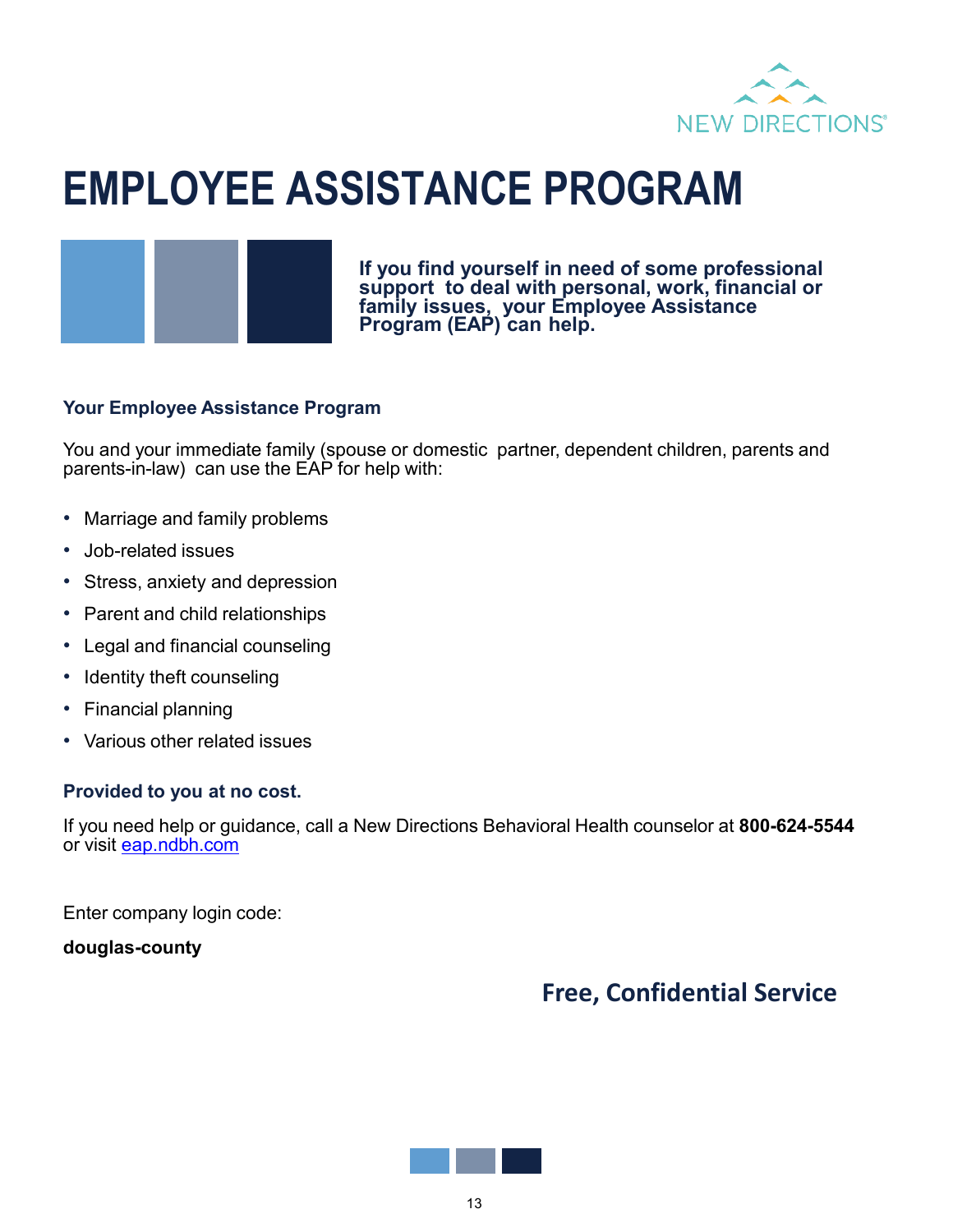NEW DIRECTIONS®

# EMPLOYEE ASSISTANCE PROGRAM

**If you find yourself in need of some professional support to deal with personal, work, financial or family issues, your Employee Assistance Program (EAP) can help.**

### Your Employee Assistance Program

You and your immediate family (spouse or domestic partner, dependent children, parents and parents-in-law) can use the EAP for help with:

- Marriage and family problems
- Job-related issues
- Stress, anxiety and depression
- Parent and child relationships
- Legal and financial counseling
- Identity theft counseling
- Financial planning
- Various other related issues

### Provided to you at no cost.

If you need help or guidance, call a New Directions Behavioral Health counselor at **800-624-5544** or visit [eap.ndbh.com](eap.ndbh.com)

Enter company login code:

**douglas-county**

## Free, Confidential Service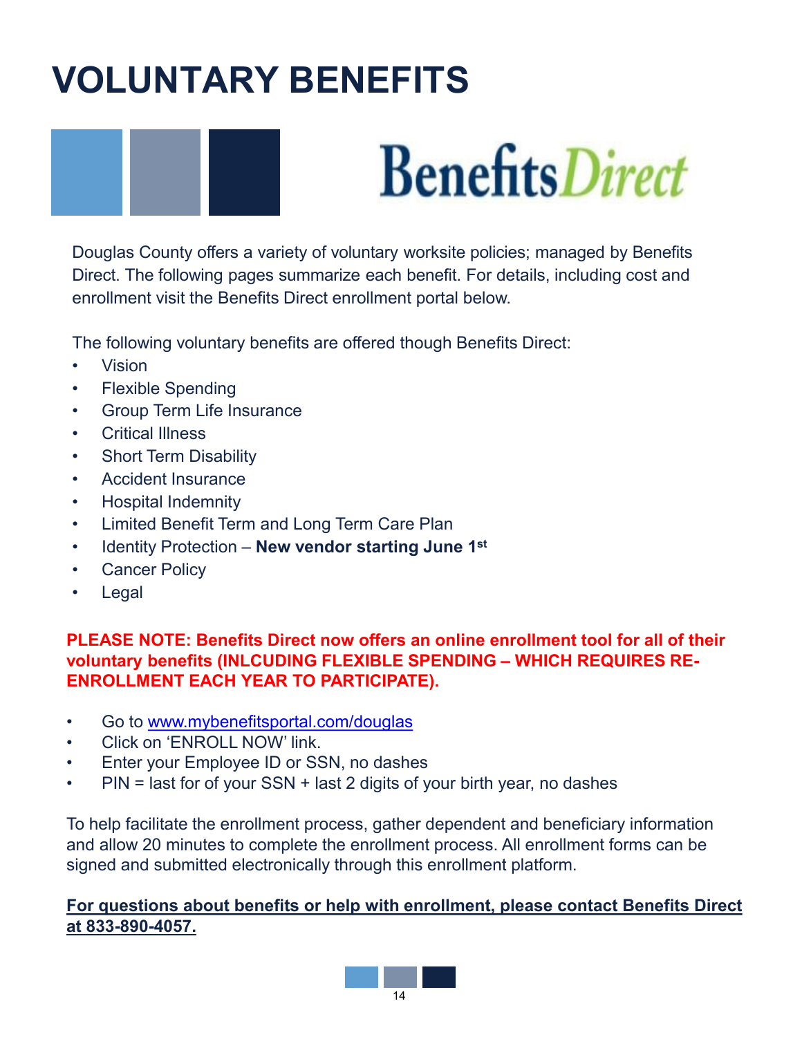# VOLUNTARY BENEFITS

BenefitsDirect

Douglas County offers a variety of voluntary worksite policies; managed by Benefits Direct. The following pages summarize each benefit. For details, including cost and enrollment visit the Benefits Direct enrollment portal below.

The following voluntary benefits are offered though Benefits Direct:

- Vision
- Flexible Spending
- Group Term Life Insurance
- Critical Illness
- Short Term Disability
- Accident Insurance
- Hospital Indemnity
- Limited Benefit Term and Long Term Care Plan
- Identity Protection – **New vendor starting June 1st**
- Cancer Policy
- Legal

**PLEASE NOTE: Benefits Direct now offers an online enrollment tool for all of their voluntary benefits (INLCUDING FLEXIBLE SPENDING – WHICH REQUIRES RE-ENROLLMENT EACH YEAR TO PARTICIPATE).**

- Go to [www.mybenefitsportal.com/douglas](www.mybenefitsportal.com/douglas)
- Click on 'ENROLL NOW' link.
- Enter your Employee ID or SSN, no dashes
- PIN = last for of your SSN + last 2 digits of your birth year, no dashes

To help facilitate the enrollment process, gather dependent and beneficiary information and allow 20 minutes to complete the enrollment process. All enrollment forms can be signed and submitted electronically through this enrollment platform.

**For questions about benefits or help with enrollment, please contact Benefits Direct at 833-890-4057.**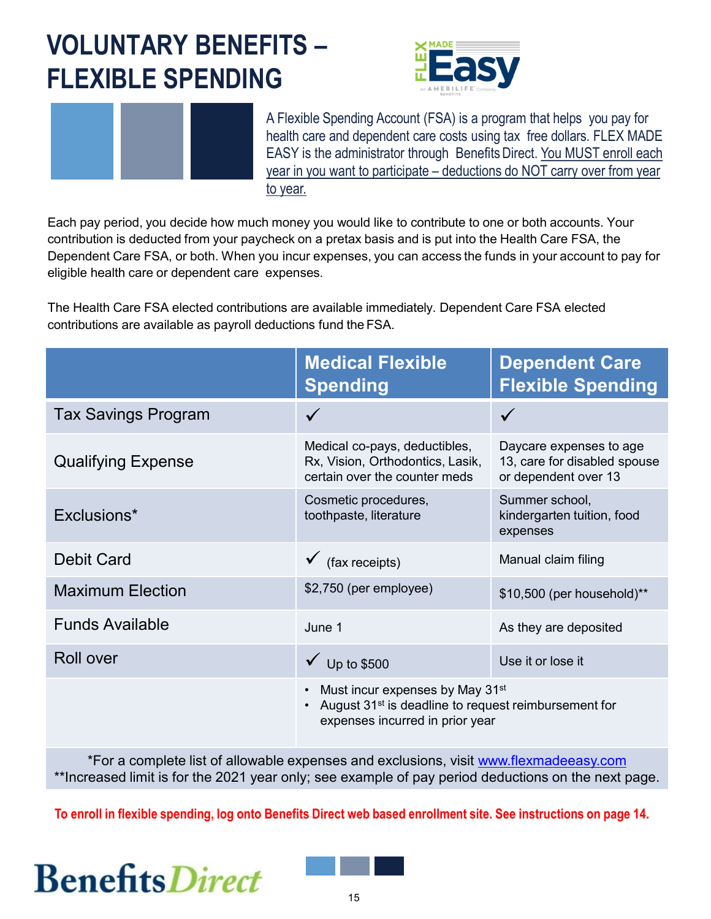# VOLUNTARY BENEFITS – FLEXIBLE SPENDING

A Flexible Spending Account (FSA) is a program that helps you pay for health care and dependent care costs using tax free dollars. FLEX MADE EASY is the administrator through Benefits Direct. You MUST enroll each year in you want to participate – deductions do NOT carry over from year to year.

Each pay period, you decide how much money you would like to contribute to one or both accounts. Your contribution is deducted from your paycheck on a pretax basis and is put into the Health Care FSA, the Dependent Care FSA, or both. When you incur expenses, you can access the funds in your account to pay for eligible health care or dependent care expenses.

The Health Care FSA elected contributions are available immediately. Dependent Care FSA elected contributions are available as payroll deductions fund the FSA.

| | Medical Flexible Spending | Dependent Care Flexible Spending |
|---|---|---|
| Tax Savings Program | ✓ | ✓ |
| Qualifying Expense | Medical co-pays, deductibles, Rx, Vision, Orthodontics, Lasik, certain over the counter meds | Daycare expenses to age 13, care for disabled spouse or dependent over 13 |
| Exclusions* | Cosmetic procedures, toothpaste, literature | Summer school, kindergarten tuition, food expenses |
| Debit Card | ✓ (fax receipts) | Manual claim filing |
| Maximum Election | $2,750 (per employee) | $10,500 (per household)** |
| Funds Available | June 1 | As they are deposited |
| Roll over | ✓ Up to $500 | Use it or lose it |
| | • Must incur expenses by May 31st<br>• August 31st is deadline to request reimbursement for expenses incurred in prior year | |

*For a complete list of allowable expenses and exclusions, visit www.flexmadeeasy.com
**Increased limit is for the 2021 year only; see example of pay period deductions on the next page.

**To enroll in flexible spending, log onto Benefits Direct web based enrollment site. See instructions on page 14.**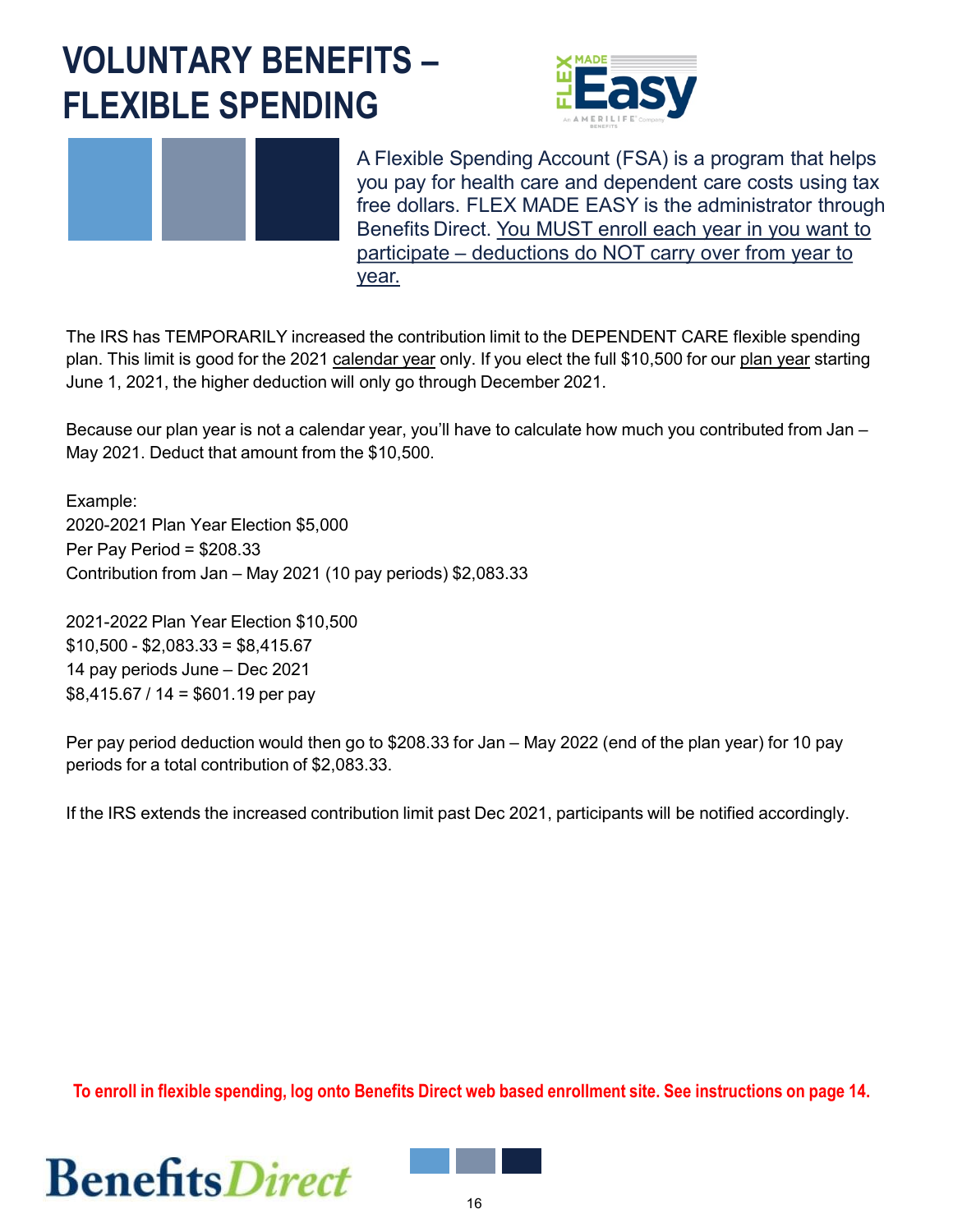# VOLUNTARY BENEFITS – FLEXIBLE SPENDING

A Flexible Spending Account (FSA) is a program that helps you pay for health care and dependent care costs using tax free dollars. FLEX MADE EASY is the administrator through Benefits Direct. You MUST enroll each year in you want to participate – deductions do NOT carry over from year to year.

The IRS has TEMPORARILY increased the contribution limit to the DEPENDENT CARE flexible spending plan. This limit is good for the 2021 calendar year only. If you elect the full $10,500 for our plan year starting June 1, 2021, the higher deduction will only go through December 2021.

Because our plan year is not a calendar year, you'll have to calculate how much you contributed from Jan – May 2021. Deduct that amount from the $10,500.

Example:
2020-2021 Plan Year Election $5,000
Per Pay Period = $208.33
Contribution from Jan – May 2021 (10 pay periods) $2,083.33

2021-2022 Plan Year Election $10,500
$10,500 - $2,083.33 = $8,415.67
14 pay periods June – Dec 2021
$8,415.67 / 14 = $601.19 per pay

Per pay period deduction would then go to $208.33 for Jan – May 2022 (end of the plan year) for 10 pay periods for a total contribution of $2,083.33.

If the IRS extends the increased contribution limit past Dec 2021, participants will be notified accordingly.

**To enroll in flexible spending, log onto Benefits Direct web based enrollment site. See instructions on page 14.**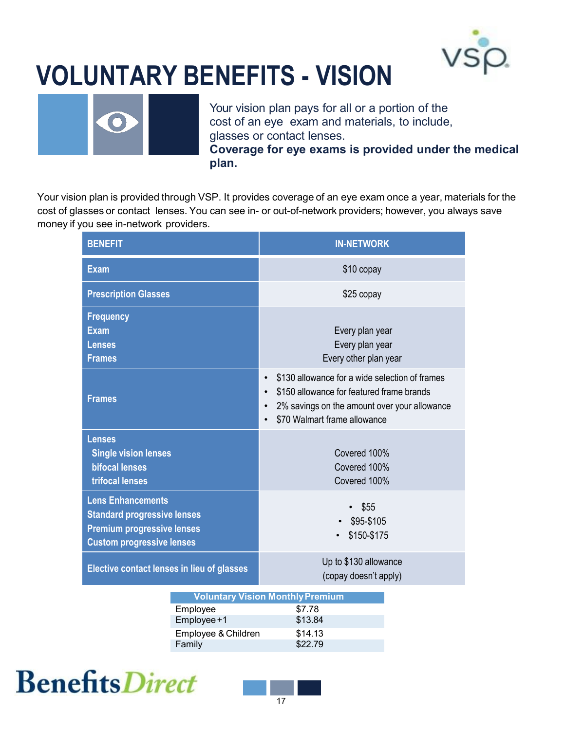# VOLUNTARY BENEFITS - VISION

Your vision plan pays for all or a portion of the cost of an eye exam and materials, to include, glasses or contact lenses.
**Coverage for eye exams is provided under the medical plan.**

Your vision plan is provided through VSP. It provides coverage of an eye exam once a year, materials for the cost of glasses or contact lenses. You can see in- or out-of-network providers; however, you always save money if you see in-network providers.

| BENEFIT | IN-NETWORK |
|---|---|
| Exam | $10 copay |
| Prescription Glasses | $25 copay |
| Frequency<br>Exam<br>Lenses<br>Frames | <br>Every plan year<br>Every plan year<br>Every other plan year |
| Frames | • $130 allowance for a wide selection of frames<br>• $150 allowance for featured frame brands<br>• 2% savings on the amount over your allowance<br>• $70 Walmart frame allowance |
| Lenses<br>Single vision lenses<br>bifocal lenses<br>trifocal lenses | <br>Covered 100%<br>Covered 100%<br>Covered 100% |
| Lens Enhancements<br>Standard progressive lenses<br>Premium progressive lenses<br>Custom progressive lenses | <br>• $55<br>• $95-$105<br>• $150-$175 |
| Elective contact lenses in lieu of glasses | Up to $130 allowance<br>(copay doesn't apply) |

| Voluntary Vision Monthly Premium | |
|---|---|
| Employee | $7.78 |
| Employee+1 | $13.84 |
| Employee & Children | $14.13 |
| Family | $22.79 |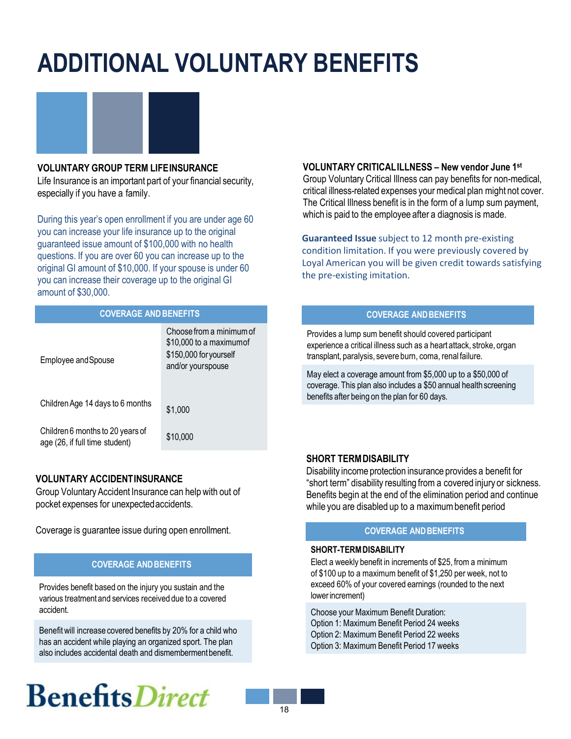# ADDITIONAL VOLUNTARY BENEFITS

### VOLUNTARY GROUP TERM LIFE INSURANCE

Life Insurance is an important part of your financial security, especially if you have a family.

During this year's open enrollment if you are under age 60 you can increase your life insurance up to the original guaranteed issue amount of $100,000 with no health questions. If you are over 60 you can increase up to the original GI amount of $10,000. If your spouse is under 60 you can increase their coverage up to the original GI amount of $30,000.

| COVERAGE AND BENEFITS | |
|---|---|
| Employee and Spouse | Choose from a minimum of $10,000 to a maximum of $150,000 for yourself and/or your spouse |
| Children Age 14 days to 6 months | $1,000 |
| Children 6 months to 20 years of age (26, if full time student) | $10,000 |

### VOLUNTARY ACCIDENT INSURANCE

Group Voluntary Accident Insurance can help with out of pocket expenses for unexpected accidents.

Coverage is guarantee issue during open enrollment.

| COVERAGE AND BENEFITS |
|---|
| Provides benefit based on the injury you sustain and the various treatment and services received due to a covered accident. |
| Benefit will increase covered benefits by 20% for a child who has an accident while playing an organized sport. The plan also includes accidental death and dismemberment benefit. |

### VOLUNTARY CRITICAL ILLNESS – New vendor June 1st

Group Voluntary Critical Illness can pay benefits for non-medical, critical illness-related expenses your medical plan might not cover. The Critical Illness benefit is in the form of a lump sum payment, which is paid to the employee after a diagnosis is made.

**Guaranteed Issue** subject to 12 month pre-existing condition limitation. If you were previously covered by Loyal American you will be given credit towards satisfying the pre-existing imitation.

| COVERAGE AND BENEFITS |
|---|
| Provides a lump sum benefit should covered participant experience a critical illness such as a heart attack, stroke, organ transplant, paralysis, severe burn, coma, renal failure. |
| May elect a coverage amount from $5,000 up to a $50,000 of coverage. This plan also includes a $50 annual health screening benefits after being on the plan for 60 days. |

### SHORT TERM DISABILITY

Disability income protection insurance provides a benefit for "short term" disability resulting from a covered injury or sickness. Benefits begin at the end of the elimination period and continue while you are disabled up to a maximum benefit period

| COVERAGE AND BENEFITS |
|---|
| **SHORT-TERM DISABILITY**<br>Elect a weekly benefit in increments of $25, from a minimum of $100 up to a maximum benefit of $1,250 per week, not to exceed 60% of your covered earnings (rounded to the next lower increment) |
| Choose your Maximum Benefit Duration:<br>Option 1: Maximum Benefit Period 24 weeks<br>Option 2: Maximum Benefit Period 22 weeks<br>Option 3: Maximum Benefit Period 17 weeks |

BenefitsDirect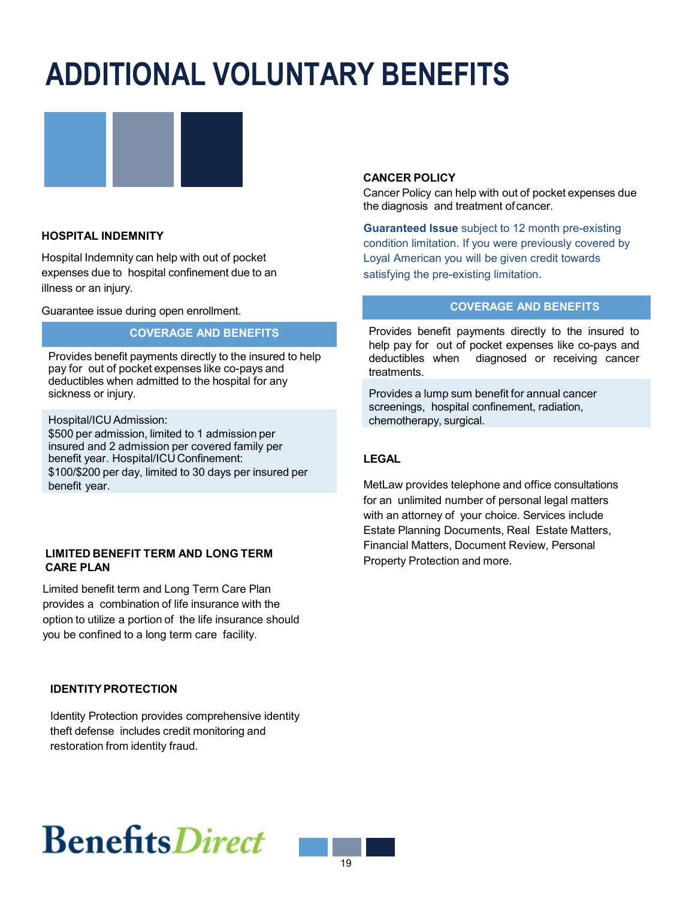# ADDITIONAL VOLUNTARY BENEFITS

### HOSPITAL INDEMNITY

Hospital Indemnity can help with out of pocket expenses due to hospital confinement due to an illness or an injury.

Guarantee issue during open enrollment.

**COVERAGE AND BENEFITS**

Provides benefit payments directly to the insured to help pay for out of pocket expenses like co-pays and deductibles when admitted to the hospital for any sickness or injury.

Hospital/ICU Admission:
$500 per admission, limited to 1 admission per insured and 2 admission per covered family per benefit year. Hospital/ICU Confinement:
$100/$200 per day, limited to 30 days per insured per benefit year.

### LIMITED BENEFIT TERM AND LONG TERM CARE PLAN

Limited benefit term and Long Term Care Plan provides a combination of life insurance with the option to utilize a portion of the life insurance should you be confined to a long term care facility.

### IDENTITY PROTECTION

Identity Protection provides comprehensive identity theft defense includes credit monitoring and restoration from identity fraud.

### CANCER POLICY

Cancer Policy can help with out of pocket expenses due the diagnosis and treatment of cancer.

**Guaranteed Issue** subject to 12 month pre-existing condition limitation. If you were previously covered by Loyal American you will be given credit towards satisfying the pre-existing limitation.

**COVERAGE AND BENEFITS**

Provides benefit payments directly to the insured to help pay for out of pocket expenses like co-pays and deductibles when diagnosed or receiving cancer treatments.

Provides a lump sum benefit for annual cancer screenings, hospital confinement, radiation, chemotherapy, surgical.

### LEGAL

MetLaw provides telephone and office consultations for an unlimited number of personal legal matters with an attorney of your choice. Services include Estate Planning Documents, Real Estate Matters, Financial Matters, Document Review, Personal Property Protection and more.

BenefitsDirect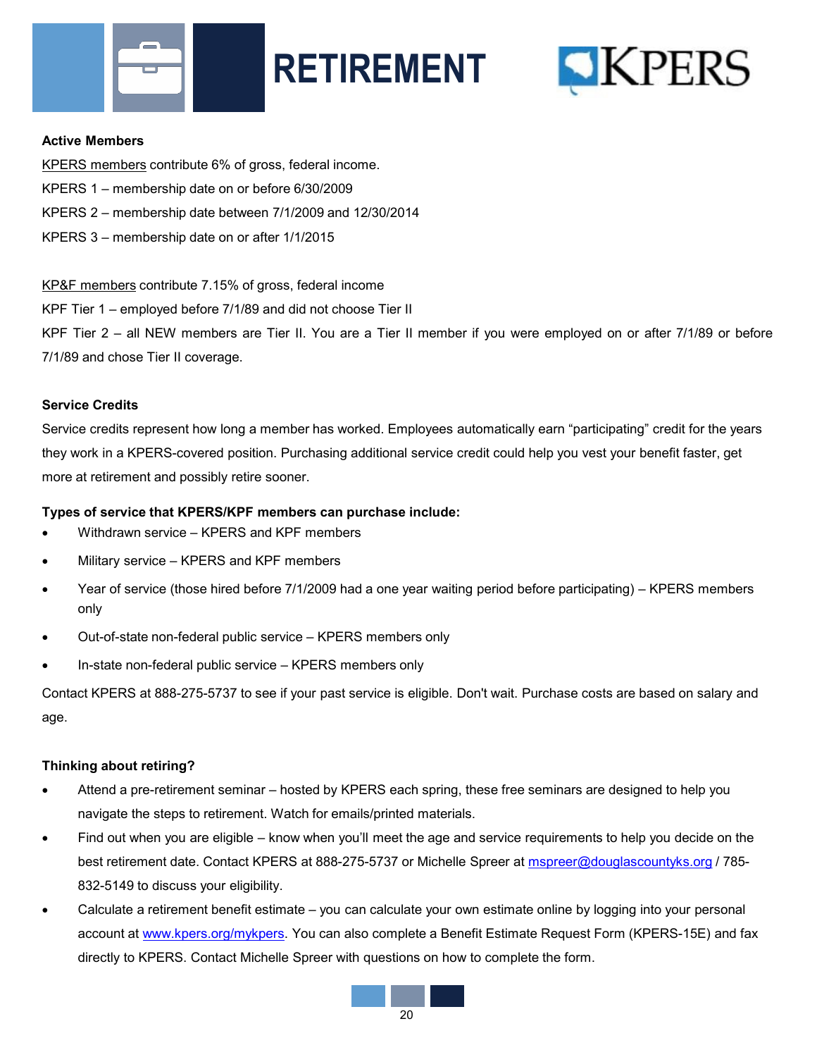# RETIREMENT

KPERS

**Active Members**

KPERS members contribute 6% of gross, federal income.

KPERS 1 – membership date on or before 6/30/2009

KPERS 2 – membership date between 7/1/2009 and 12/30/2014

KPERS 3 – membership date on or after 1/1/2015

KP&F members contribute 7.15% of gross, federal income

KPF Tier 1 – employed before 7/1/89 and did not choose Tier II

KPF Tier 2 – all NEW members are Tier II. You are a Tier II member if you were employed on or after 7/1/89 or before 7/1/89 and chose Tier II coverage.

**Service Credits**

Service credits represent how long a member has worked. Employees automatically earn “participating” credit for the years they work in a KPERS-covered position. Purchasing additional service credit could help you vest your benefit faster, get more at retirement and possibly retire sooner.

**Types of service that KPERS/KPF members can purchase include:**

- Withdrawn service – KPERS and KPF members
- Military service – KPERS and KPF members
- Year of service (those hired before 7/1/2009 had a one year waiting period before participating) – KPERS members only
- Out-of-state non-federal public service – KPERS members only
- In-state non-federal public service – KPERS members only

Contact KPERS at 888-275-5737 to see if your past service is eligible. Don't wait. Purchase costs are based on salary and age.

**Thinking about retiring?**

- Attend a pre-retirement seminar – hosted by KPERS each spring, these free seminars are designed to help you navigate the steps to retirement. Watch for emails/printed materials.
- Find out when you are eligible – know when you'll meet the age and service requirements to help you decide on the best retirement date. Contact KPERS at 888-275-5737 or Michelle Spreer at mspreer@douglascountyks.org / 785-832-5149 to discuss your eligibility.
- Calculate a retirement benefit estimate – you can calculate your own estimate online by logging into your personal account at www.kpers.org/mykpers. You can also complete a Benefit Estimate Request Form (KPERS-15E) and fax directly to KPERS. Contact Michelle Spreer with questions on how to complete the form.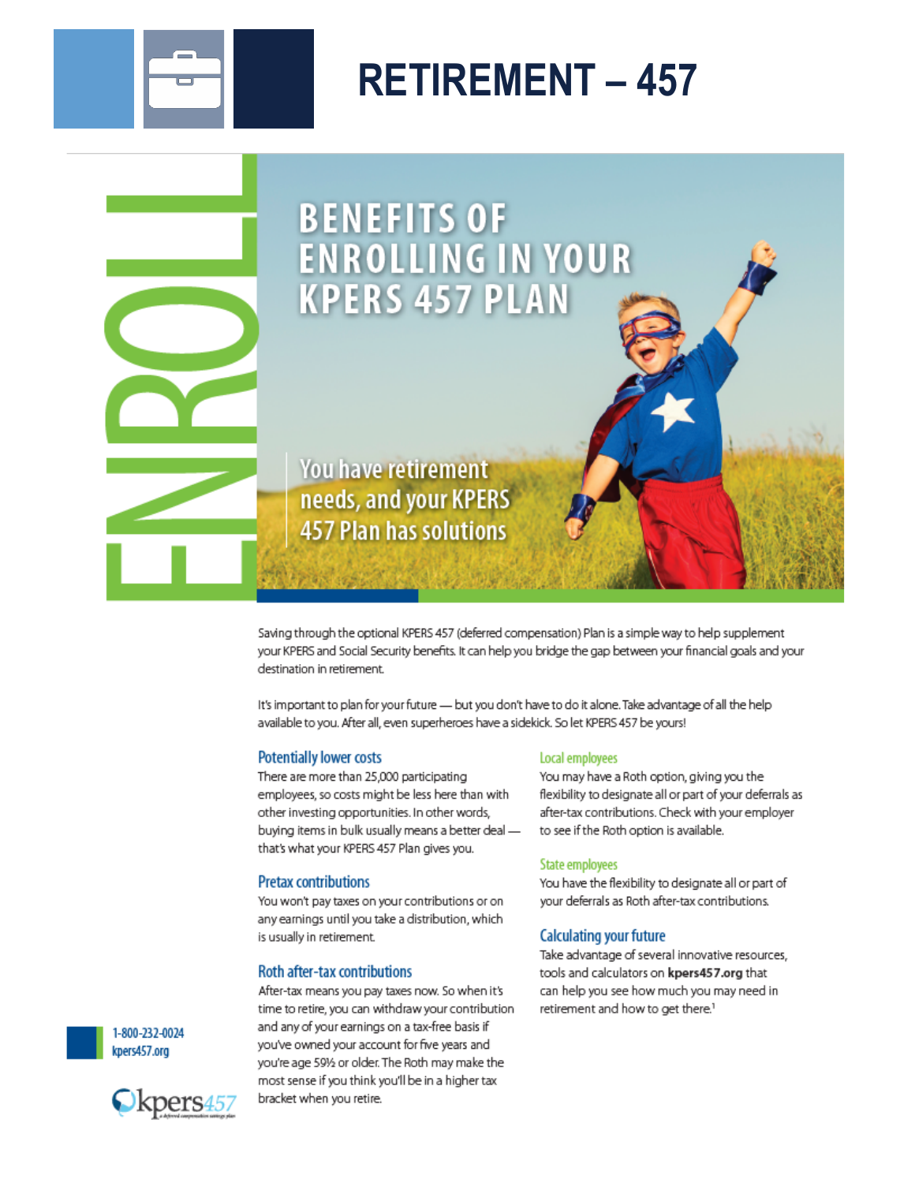# RETIREMENT – 457

ENROLL

## BENEFITS OF ENROLLING IN YOUR KPERS 457 PLAN

You have retirement needs, and your KPERS 457 Plan has solutions

Saving through the optional KPERS 457 (deferred compensation) Plan is a simple way to help supplement your KPERS and Social Security benefits. It can help you bridge the gap between your financial goals and your destination in retirement.

It's important to plan for your future — but you don't have to do it alone. Take advantage of all the help available to you. After all, even superheroes have a sidekick. So let KPERS 457 be yours!

### Potentially lower costs

There are more than 25,000 participating employees, so costs might be less here than with other investing opportunities. In other words, buying items in bulk usually means a better deal — that's what your KPERS 457 Plan gives you.

### Pretax contributions

You won't pay taxes on your contributions or on any earnings until you take a distribution, which is usually in retirement.

### Roth after-tax contributions

After-tax means you pay taxes now. So when it's time to retire, you can withdraw your contribution and any of your earnings on a tax-free basis if you've owned your account for five years and you're age 59½ or older. The Roth may make the most sense if you think you'll be in a higher tax bracket when you retire.

### Local employees

You may have a Roth option, giving you the flexibility to designate all or part of your deferrals as after-tax contributions. Check with your employer to see if the Roth option is available.

### State employees

You have the flexibility to designate all or part of your deferrals as Roth after-tax contributions.

### Calculating your future

Take advantage of several innovative resources, tools and calculators on **kpers457.org** that can help you see how much you may need in retirement and how to get there.[1]

1-800-232-0024
kpers457.org

kpers457
a deferred compensation savings plan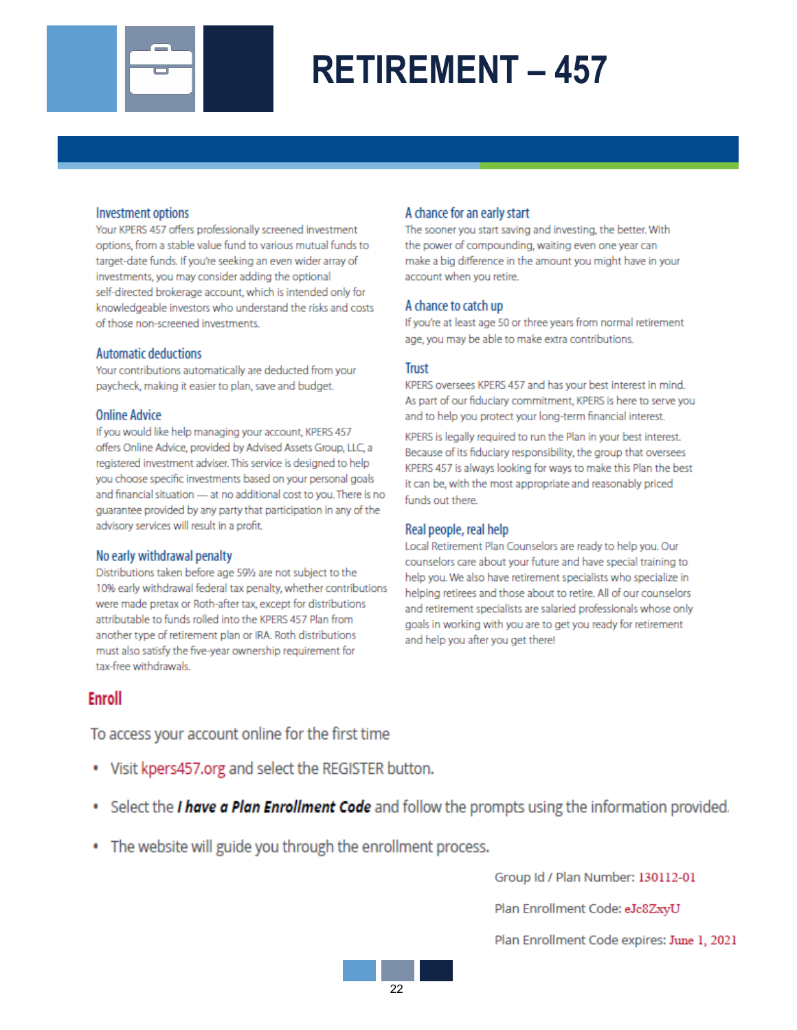# RETIREMENT – 457

### Investment options

Your KPERS 457 offers professionally screened investment options, from a stable value fund to various mutual funds to target-date funds. If you're seeking an even wider array of investments, you may consider adding the optional self-directed brokerage account, which is intended only for knowledgeable investors who understand the risks and costs of those non-screened investments.

### Automatic deductions

Your contributions automatically are deducted from your paycheck, making it easier to plan, save and budget.

### Online Advice

If you would like help managing your account, KPERS 457 offers Online Advice, provided by Advised Assets Group, LLC, a registered investment adviser. This service is designed to help you choose specific investments based on your personal goals and financial situation — at no additional cost to you. There is no guarantee provided by any party that participation in any of the advisory services will result in a profit.

### No early withdrawal penalty

Distributions taken before age 59½ are not subject to the 10% early withdrawal federal tax penalty, whether contributions were made pretax or Roth-after tax, except for distributions attributable to funds rolled into the KPERS 457 Plan from another type of retirement plan or IRA. Roth distributions must also satisfy the five-year ownership requirement for tax-free withdrawals.

### A chance for an early start

The sooner you start saving and investing, the better. With the power of compounding, waiting even one year can make a big difference in the amount you might have in your account when you retire.

### A chance to catch up

If you're at least age 50 or three years from normal retirement age, you may be able to make extra contributions.

### Trust

KPERS oversees KPERS 457 and has your best interest in mind. As part of our fiduciary commitment, KPERS is here to serve you and to help you protect your long-term financial interest.

KPERS is legally required to run the Plan in your best interest. Because of its fiduciary responsibility, the group that oversees KPERS 457 is always looking for ways to make this Plan the best it can be, with the most appropriate and reasonably priced funds out there.

### Real people, real help

Local Retirement Plan Counselors are ready to help you. Our counselors care about your future and have special training to help you. We also have retirement specialists who specialize in helping retirees and those about to retire. All of our counselors and retirement specialists are salaried professionals whose only goals in working with you are to get you ready for retirement and help you after you get there!

## Enroll

To access your account online for the first time

- Visit kpers457.org and select the REGISTER button.
- Select the ***I have a Plan Enrollment Code*** and follow the prompts using the information provided.
- The website will guide you through the enrollment process.

Group Id / Plan Number: 130112-01

Plan Enrollment Code: eJc8ZxyU

Plan Enrollment Code expires: June 1, 2021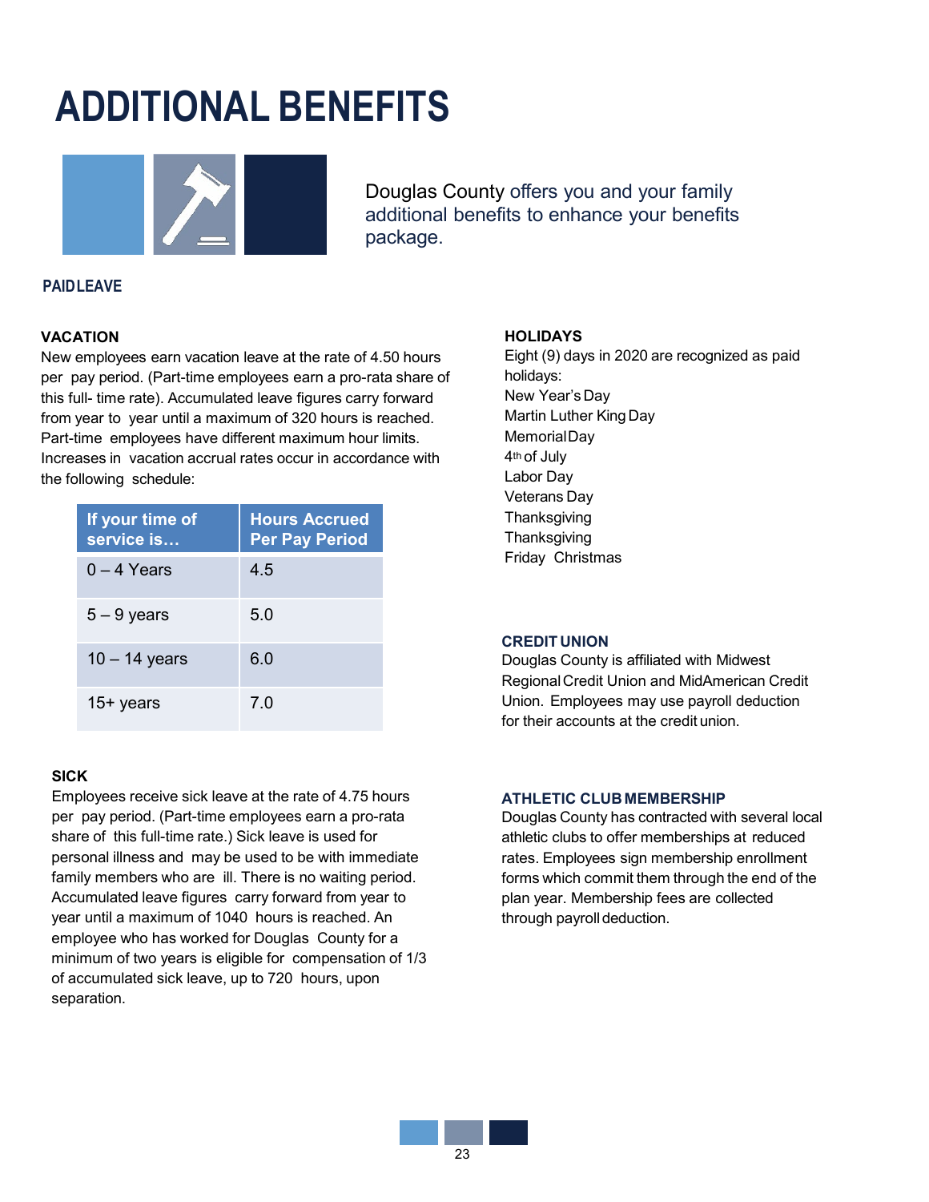# ADDITIONAL BENEFITS

Douglas County offers you and your family additional benefits to enhance your benefits package.

## PAID LEAVE

### VACATION

New employees earn vacation leave at the rate of 4.50 hours per pay period. (Part-time employees earn a pro-rata share of this full- time rate). Accumulated leave figures carry forward from year to year until a maximum of 320 hours is reached. Part-time employees have different maximum hour limits. Increases in vacation accrual rates occur in accordance with the following schedule:

| If your time of service is… | Hours Accrued Per Pay Period |
|---|---|
| 0 – 4 Years | 4.5 |
| 5 – 9 years | 5.0 |
| 10 – 14 years | 6.0 |
| 15+ years | 7.0 |

### SICK

Employees receive sick leave at the rate of 4.75 hours per pay period. (Part-time employees earn a pro-rata share of this full-time rate.) Sick leave is used for personal illness and may be used to be with immediate family members who are ill. There is no waiting period. Accumulated leave figures carry forward from year to year until a maximum of 1040 hours is reached. An employee who has worked for Douglas County for a minimum of two years is eligible for compensation of 1/3 of accumulated sick leave, up to 720 hours, upon separation.

### HOLIDAYS

Eight (9) days in 2020 are recognized as paid holidays:

New Year's Day
Martin Luther King Day
Memorial Day
4th of July
Labor Day
Veterans Day
Thanksgiving
Thanksgiving
Friday Christmas

### CREDIT UNION

Douglas County is affiliated with Midwest Regional Credit Union and MidAmerican Credit Union. Employees may use payroll deduction for their accounts at the credit union.

### ATHLETIC CLUB MEMBERSHIP

Douglas County has contracted with several local athletic clubs to offer memberships at reduced rates. Employees sign membership enrollment forms which commit them through the end of the plan year. Membership fees are collected through payroll deduction.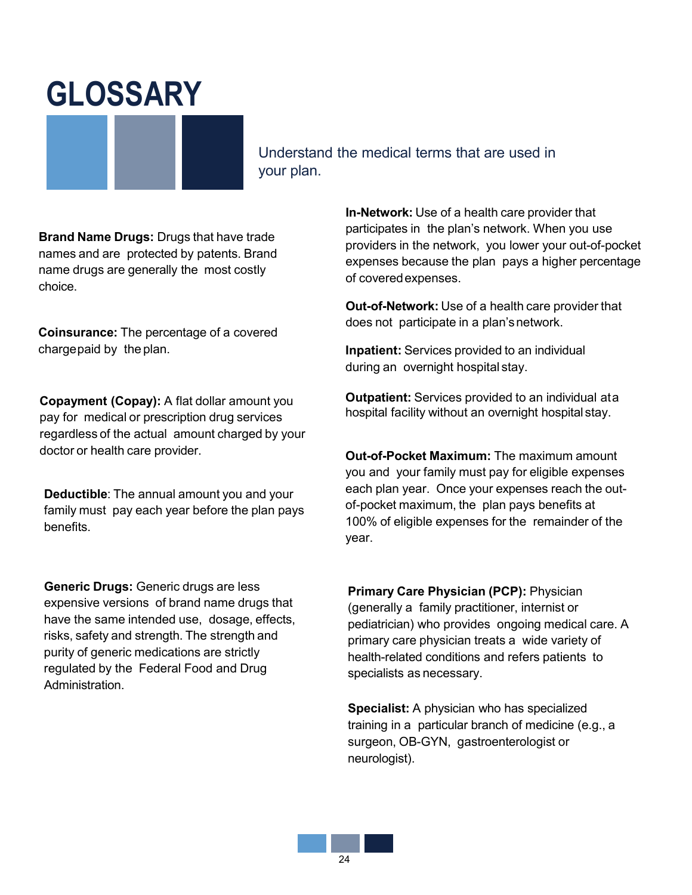# GLOSSARY

Understand the medical terms that are used in your plan.

**Brand Name Drugs:** Drugs that have trade names and are protected by patents. Brand name drugs are generally the most costly choice.

**Coinsurance:** The percentage of a covered charge paid by the plan.

**Copayment (Copay):** A flat dollar amount you pay for medical or prescription drug services regardless of the actual amount charged by your doctor or health care provider.

**Deductible**: The annual amount you and your family must pay each year before the plan pays benefits.

**Generic Drugs:** Generic drugs are less expensive versions of brand name drugs that have the same intended use, dosage, effects, risks, safety and strength. The strength and purity of generic medications are strictly regulated by the Federal Food and Drug Administration.

**In-Network:** Use of a health care provider that participates in the plan's network. When you use providers in the network, you lower your out-of-pocket expenses because the plan pays a higher percentage of covered expenses.

**Out-of-Network:** Use of a health care provider that does not participate in a plan's network.

**Inpatient:** Services provided to an individual during an overnight hospital stay.

**Outpatient:** Services provided to an individual at a hospital facility without an overnight hospital stay.

**Out-of-Pocket Maximum:** The maximum amount you and your family must pay for eligible expenses each plan year. Once your expenses reach the out-of-pocket maximum, the plan pays benefits at 100% of eligible expenses for the remainder of the year.

**Primary Care Physician (PCP):** Physician (generally a family practitioner, internist or pediatrician) who provides ongoing medical care. A primary care physician treats a wide variety of health-related conditions and refers patients to specialists as necessary.

**Specialist:** A physician who has specialized training in a particular branch of medicine (e.g., a surgeon, OB-GYN, gastroenterologist or neurologist).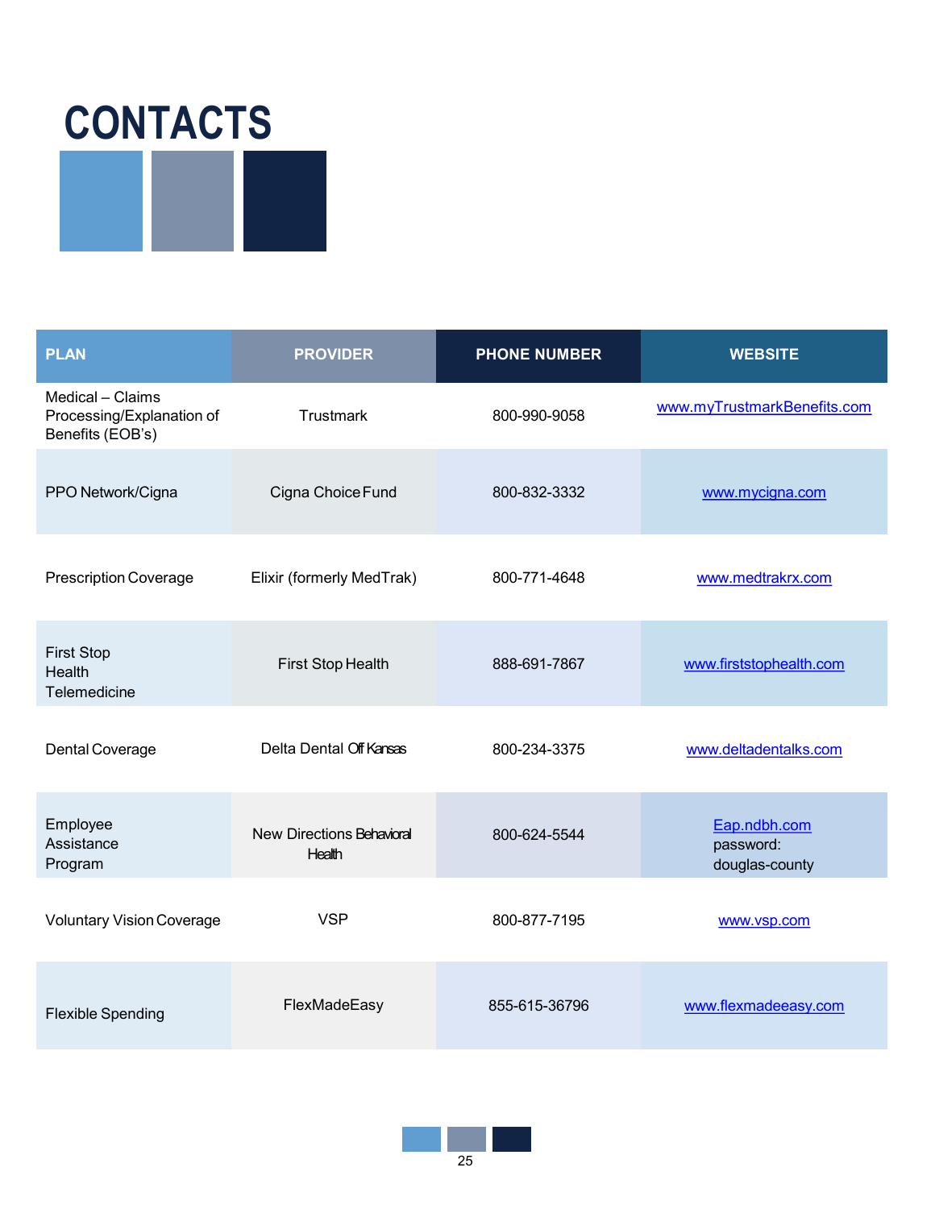# CONTACTS

| PLAN | PROVIDER | PHONE NUMBER | WEBSITE |
|---|---|---|---|
| Medical – Claims Processing/Explanation of Benefits (EOB's) | Trustmark | 800-990-9058 | www.myTrustmarkBenefits.com |
| PPO Network/Cigna | Cigna Choice Fund | 800-832-3332 | www.mycigna.com |
| Prescription Coverage | Elixir (formerly MedTrak) | 800-771-4648 | www.medtrakrx.com |
| First Stop Health Telemedicine | First Stop Health | 888-691-7867 | www.firststophealth.com |
| Dental Coverage | Delta Dental Of Kansas | 800-234-3375 | www.deltadentalks.com |
| Employee Assistance Program | New Directions Behavioral Health | 800-624-5544 | Eap.ndbh.com password: douglas-county |
| Voluntary Vision Coverage | VSP | 800-877-7195 | www.vsp.com |
| Flexible Spending | FlexMadeEasy | 855-615-36796 | www.flexmadeeasy.com |